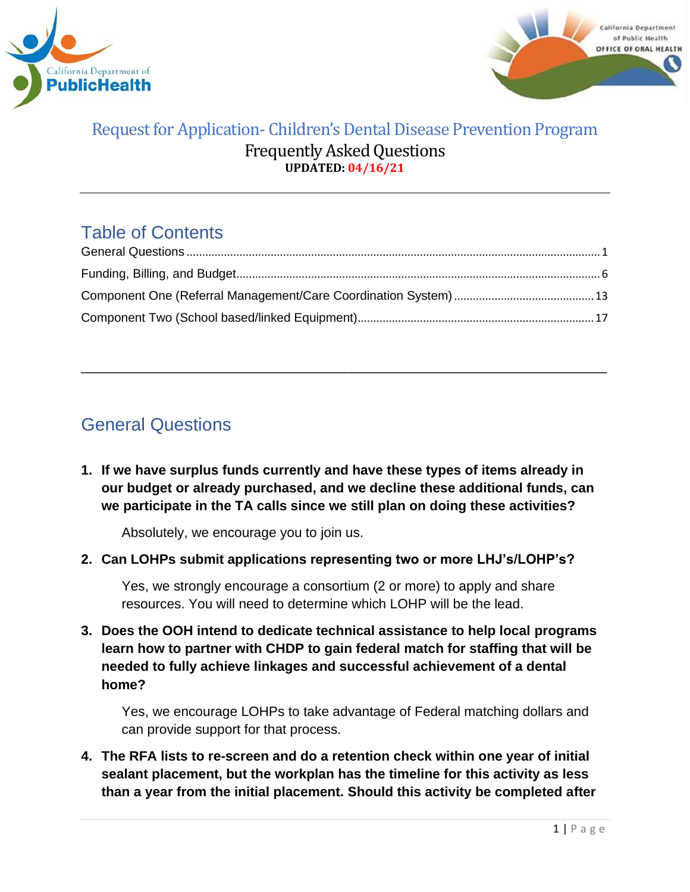# Request for Application- Children's Dental Disease Prevention Program

Frequently Asked Questions

**UPDATED: 04/16/21**

## Table of Contents

General Questions ..... 1

Funding, Billing, and Budget ..... 6

Component One (Referral Management/Care Coordination System) ..... 13

Component Two (School based/linked Equipment) ..... 17

## General Questions

1. **If we have surplus funds currently and have these types of items already in our budget or already purchased, and we decline these additional funds, can we participate in the TA calls since we still plan on doing these activities?**

   Absolutely, we encourage you to join us.

2. **Can LOHPs submit applications representing two or more LHJ's/LOHP's?**

   Yes, we strongly encourage a consortium (2 or more) to apply and share resources. You will need to determine which LOHP will be the lead.

3. **Does the OOH intend to dedicate technical assistance to help local programs learn how to partner with CHDP to gain federal match for staffing that will be needed to fully achieve linkages and successful achievement of a dental home?**

   Yes, we encourage LOHPs to take advantage of Federal matching dollars and can provide support for that process.

4. **The RFA lists to re-screen and do a retention check within one year of initial sealant placement, but the workplan has the timeline for this activity as less than a year from the initial placement. Should this activity be completed after**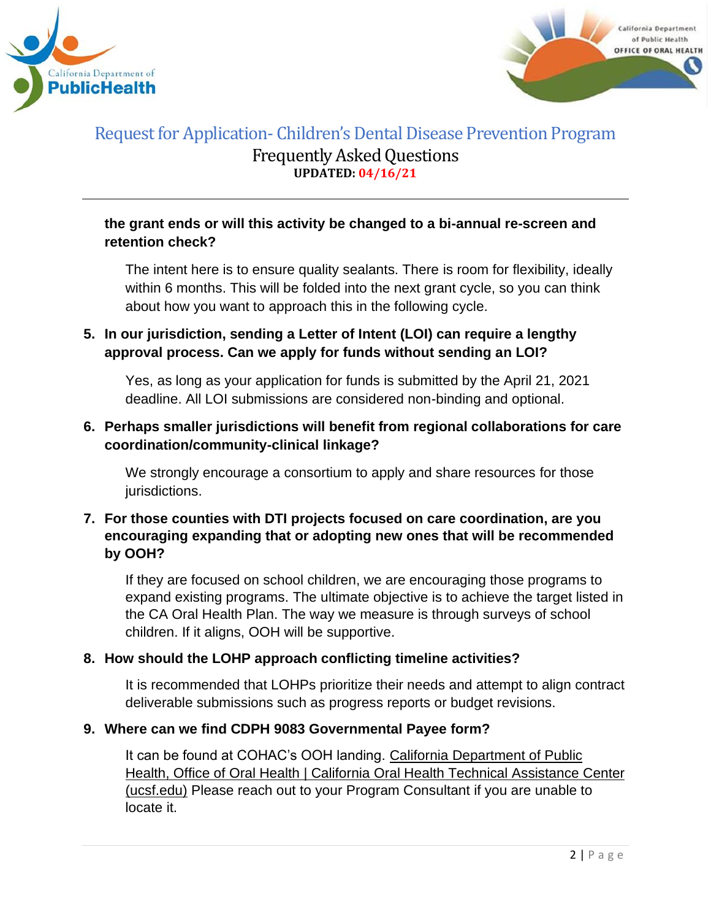**the grant ends or will this activity be changed to a bi-annual re-screen and retention check?**

The intent here is to ensure quality sealants. There is room for flexibility, ideally within 6 months. This will be folded into the next grant cycle, so you can think about how you want to approach this in the following cycle.

5. **In our jurisdiction, sending a Letter of Intent (LOI) can require a lengthy approval process. Can we apply for funds without sending an LOI?**

   Yes, as long as your application for funds is submitted by the April 21, 2021 deadline. All LOI submissions are considered non-binding and optional.

6. **Perhaps smaller jurisdictions will benefit from regional collaborations for care coordination/community-clinical linkage?**

   We strongly encourage a consortium to apply and share resources for those jurisdictions.

7. **For those counties with DTI projects focused on care coordination, are you encouraging expanding that or adopting new ones that will be recommended by OOH?**

   If they are focused on school children, we are encouraging those programs to expand existing programs. The ultimate objective is to achieve the target listed in the CA Oral Health Plan. The way we measure is through surveys of school children. If it aligns, OOH will be supportive.

8. **How should the LOHP approach conflicting timeline activities?**

   It is recommended that LOHPs prioritize their needs and attempt to align contract deliverable submissions such as progress reports or budget revisions.

9. **Where can we find CDPH 9083 Governmental Payee form?**

   It can be found at COHAC's OOH landing. California Department of Public Health, Office of Oral Health | California Oral Health Technical Assistance Center (ucsf.edu) Please reach out to your Program Consultant if you are unable to locate it.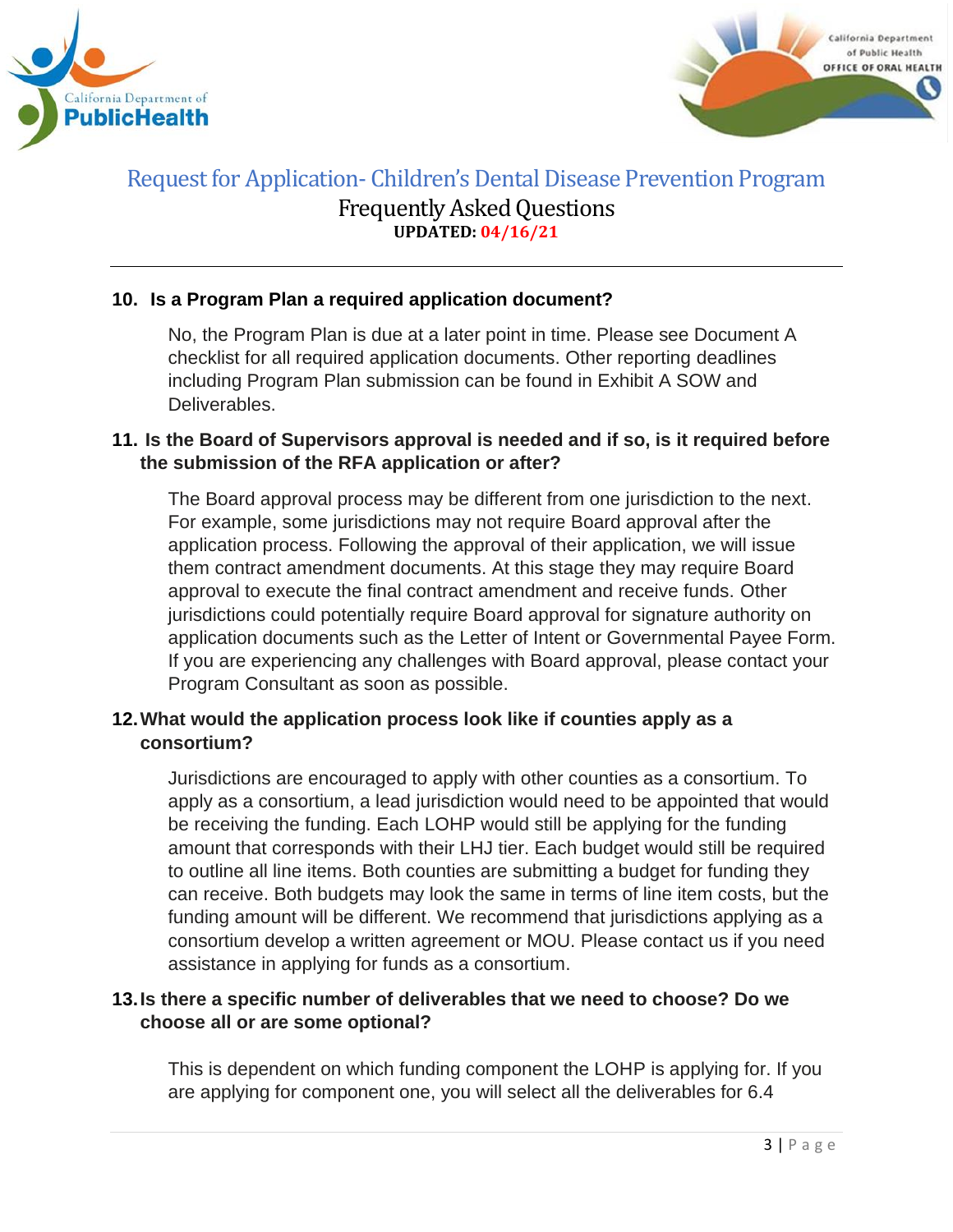**10. Is a Program Plan a required application document?**

No, the Program Plan is due at a later point in time. Please see Document A checklist for all required application documents. Other reporting deadlines including Program Plan submission can be found in Exhibit A SOW and Deliverables.

**11. Is the Board of Supervisors approval is needed and if so, is it required before the submission of the RFA application or after?**

The Board approval process may be different from one jurisdiction to the next. For example, some jurisdictions may not require Board approval after the application process. Following the approval of their application, we will issue them contract amendment documents. At this stage they may require Board approval to execute the final contract amendment and receive funds. Other jurisdictions could potentially require Board approval for signature authority on application documents such as the Letter of Intent or Governmental Payee Form. If you are experiencing any challenges with Board approval, please contact your Program Consultant as soon as possible.

**12. What would the application process look like if counties apply as a consortium?**

Jurisdictions are encouraged to apply with other counties as a consortium. To apply as a consortium, a lead jurisdiction would need to be appointed that would be receiving the funding. Each LOHP would still be applying for the funding amount that corresponds with their LHJ tier. Each budget would still be required to outline all line items. Both counties are submitting a budget for funding they can receive. Both budgets may look the same in terms of line item costs, but the funding amount will be different. We recommend that jurisdictions applying as a consortium develop a written agreement or MOU. Please contact us if you need assistance in applying for funds as a consortium.

**13. Is there a specific number of deliverables that we need to choose? Do we choose all or are some optional?**

This is dependent on which funding component the LOHP is applying for. If you are applying for component one, you will select all the deliverables for 6.4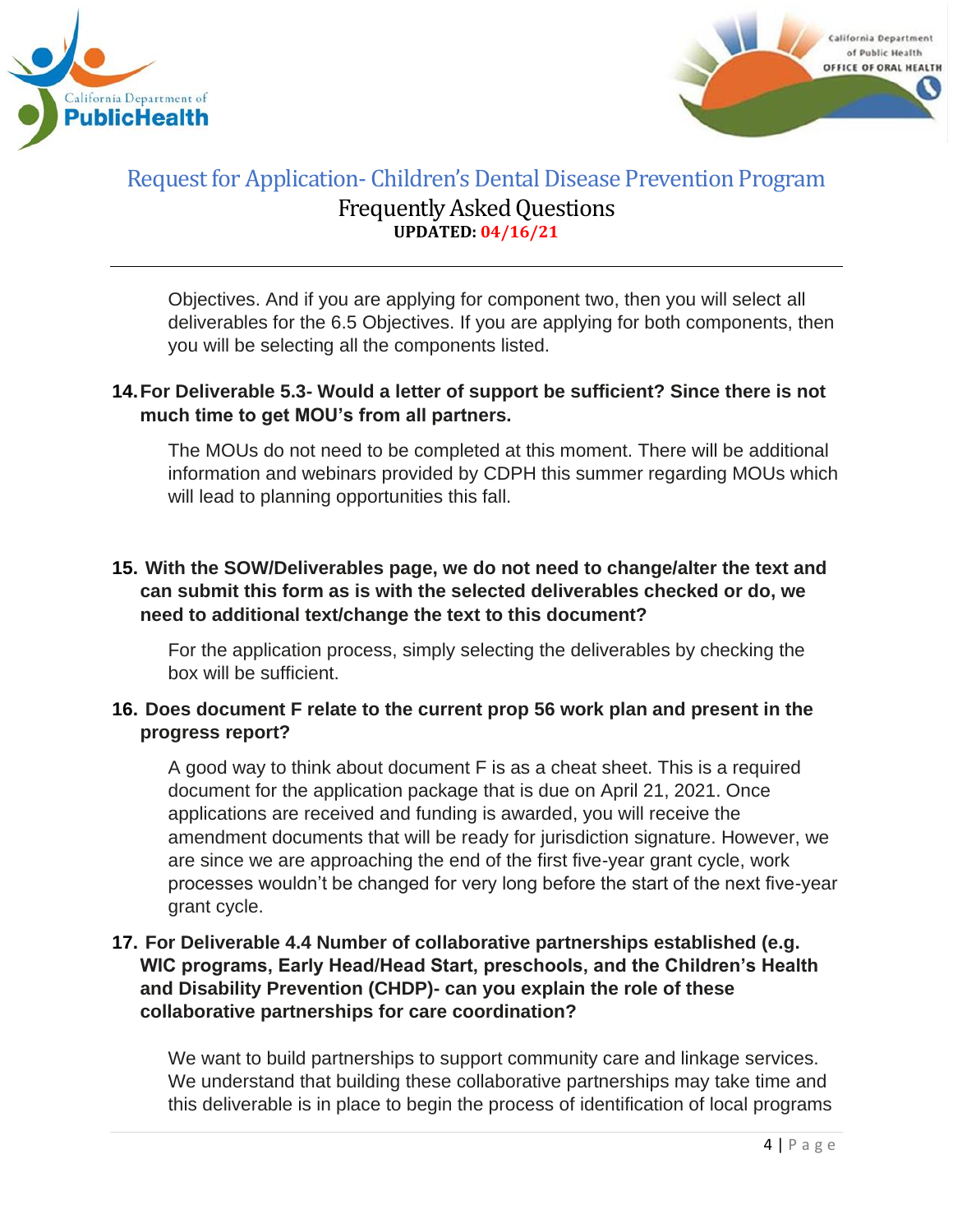Objectives. And if you are applying for component two, then you will select all deliverables for the 6.5 Objectives. If you are applying for both components, then you will be selecting all the components listed.

**14. For Deliverable 5.3- Would a letter of support be sufficient? Since there is not much time to get MOU's from all partners.**

The MOUs do not need to be completed at this moment. There will be additional information and webinars provided by CDPH this summer regarding MOUs which will lead to planning opportunities this fall.

**15. With the SOW/Deliverables page, we do not need to change/alter the text and can submit this form as is with the selected deliverables checked or do, we need to additional text/change the text to this document?**

For the application process, simply selecting the deliverables by checking the box will be sufficient.

**16. Does document F relate to the current prop 56 work plan and present in the progress report?**

A good way to think about document F is as a cheat sheet. This is a required document for the application package that is due on April 21, 2021. Once applications are received and funding is awarded, you will receive the amendment documents that will be ready for jurisdiction signature. However, we are since we are approaching the end of the first five-year grant cycle, work processes wouldn't be changed for very long before the start of the next five-year grant cycle.

**17. For Deliverable 4.4 Number of collaborative partnerships established (e.g. WIC programs, Early Head/Head Start, preschools, and the Children's Health and Disability Prevention (CHDP)- can you explain the role of these collaborative partnerships for care coordination?**

We want to build partnerships to support community care and linkage services. We understand that building these collaborative partnerships may take time and this deliverable is in place to begin the process of identification of local programs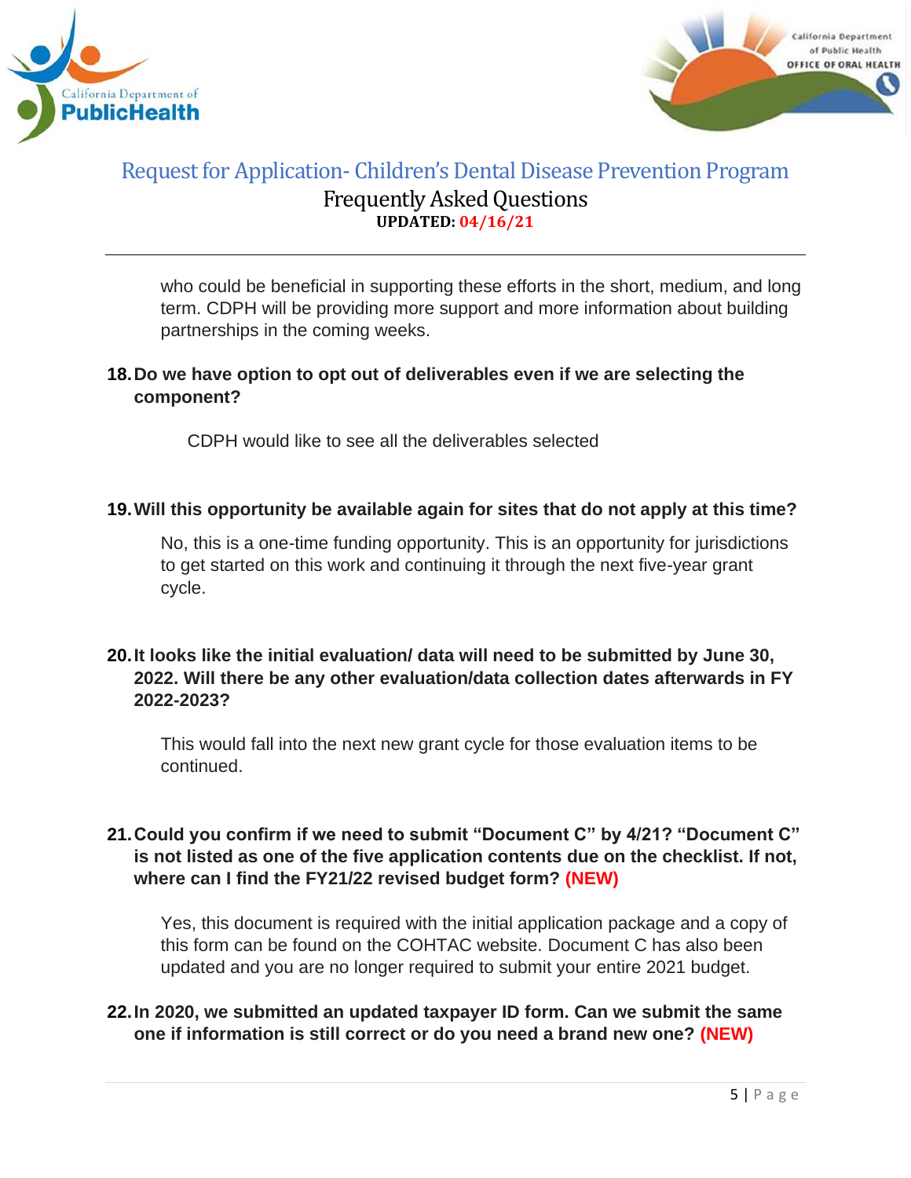who could be beneficial in supporting these efforts in the short, medium, and long term. CDPH will be providing more support and more information about building partnerships in the coming weeks.

**18. Do we have option to opt out of deliverables even if we are selecting the component?**

CDPH would like to see all the deliverables selected

**19. Will this opportunity be available again for sites that do not apply at this time?**

No, this is a one-time funding opportunity. This is an opportunity for jurisdictions to get started on this work and continuing it through the next five-year grant cycle.

**20. It looks like the initial evaluation/ data will need to be submitted by June 30, 2022. Will there be any other evaluation/data collection dates afterwards in FY 2022-2023?**

This would fall into the next new grant cycle for those evaluation items to be continued.

**21. Could you confirm if we need to submit "Document C" by 4/21? "Document C" is not listed as one of the five application contents due on the checklist. If not, where can I find the FY21/22 revised budget form? (NEW)**

Yes, this document is required with the initial application package and a copy of this form can be found on the COHTAC website. Document C has also been updated and you are no longer required to submit your entire 2021 budget.

**22. In 2020, we submitted an updated taxpayer ID form. Can we submit the same one if information is still correct or do you need a brand new one? (NEW)**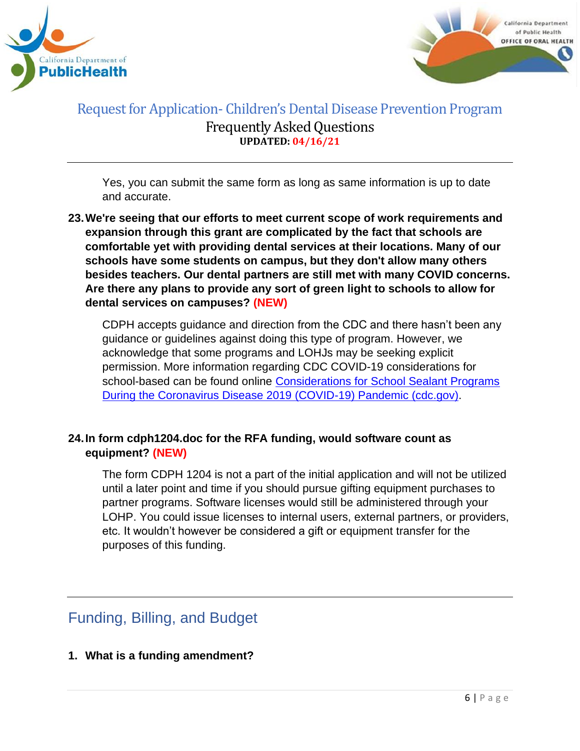Yes, you can submit the same form as long as same information is up to date and accurate.

**23. We're seeing that our efforts to meet current scope of work requirements and expansion through this grant are complicated by the fact that schools are comfortable yet with providing dental services at their locations. Many of our schools have some students on campus, but they don't allow many others besides teachers. Our dental partners are still met with many COVID concerns. Are there any plans to provide any sort of green light to schools to allow for dental services on campuses? (NEW)**

CDPH accepts guidance and direction from the CDC and there hasn't been any guidance or guidelines against doing this type of program. However, we acknowledge that some programs and LOHJs may be seeking explicit permission. More information regarding CDC COVID-19 considerations for school-based can be found online [Considerations for School Sealant Programs During the Coronavirus Disease 2019 (COVID-19) Pandemic (cdc.gov)].

**24. In form cdph1204.doc for the RFA funding, would software count as equipment? (NEW)**

The form CDPH 1204 is not a part of the initial application and will not be utilized until a later point and time if you should pursue gifting equipment purchases to partner programs. Software licenses would still be administered through your LOHP. You could issue licenses to internal users, external partners, or providers, etc. It wouldn't however be considered a gift or equipment transfer for the purposes of this funding.

## Funding, Billing, and Budget

**1. What is a funding amendment?**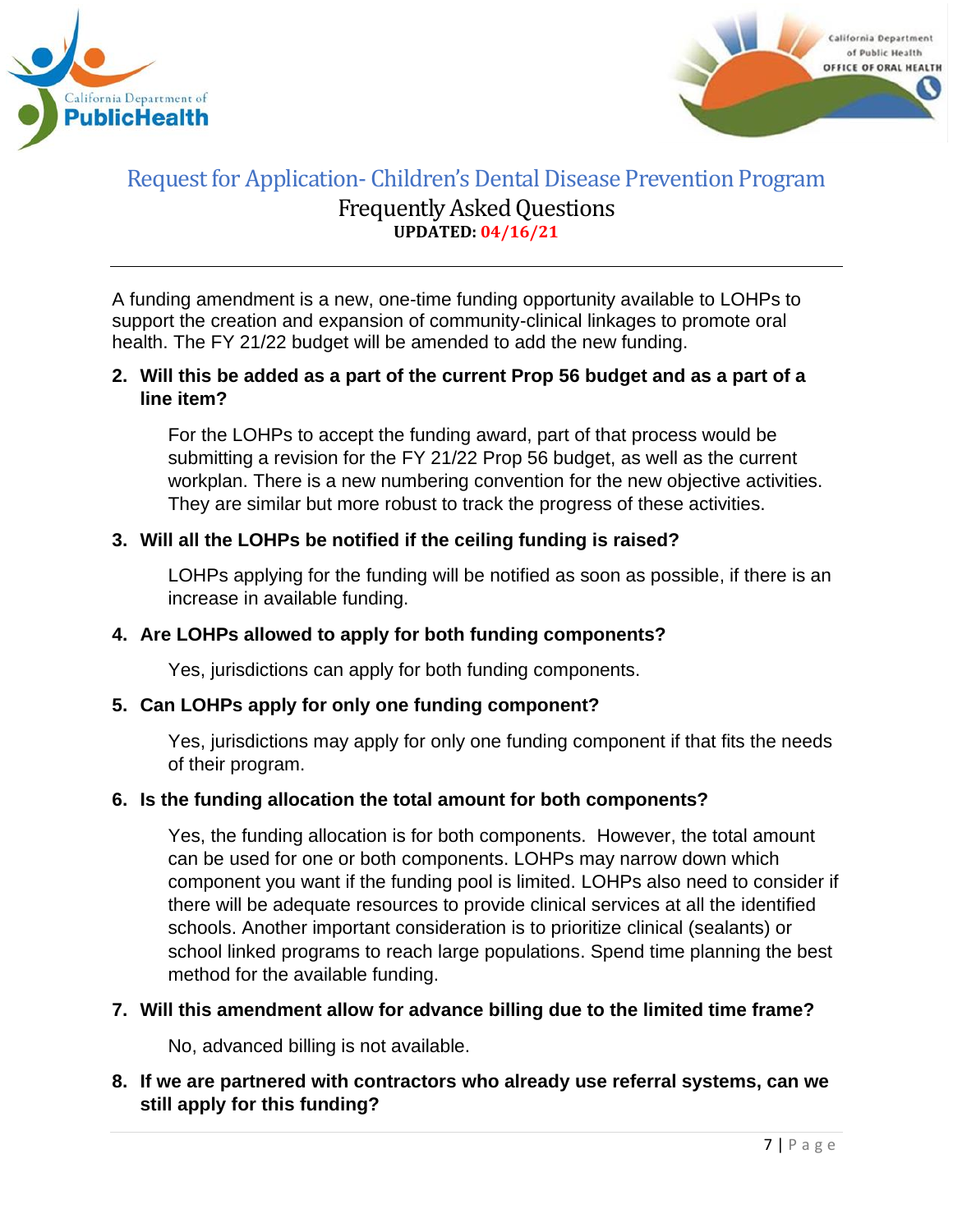A funding amendment is a new, one-time funding opportunity available to LOHPs to support the creation and expansion of community-clinical linkages to promote oral health. The FY 21/22 budget will be amended to add the new funding.

2. **Will this be added as a part of the current Prop 56 budget and as a part of a line item?**

   For the LOHPs to accept the funding award, part of that process would be submitting a revision for the FY 21/22 Prop 56 budget, as well as the current workplan. There is a new numbering convention for the new objective activities. They are similar but more robust to track the progress of these activities.

3. **Will all the LOHPs be notified if the ceiling funding is raised?**

   LOHPs applying for the funding will be notified as soon as possible, if there is an increase in available funding.

4. **Are LOHPs allowed to apply for both funding components?**

   Yes, jurisdictions can apply for both funding components.

5. **Can LOHPs apply for only one funding component?**

   Yes, jurisdictions may apply for only one funding component if that fits the needs of their program.

6. **Is the funding allocation the total amount for both components?**

   Yes, the funding allocation is for both components. However, the total amount can be used for one or both components. LOHPs may narrow down which component you want if the funding pool is limited. LOHPs also need to consider if there will be adequate resources to provide clinical services at all the identified schools. Another important consideration is to prioritize clinical (sealants) or school linked programs to reach large populations. Spend time planning the best method for the available funding.

7. **Will this amendment allow for advance billing due to the limited time frame?**

   No, advanced billing is not available.

8. **If we are partnered with contractors who already use referral systems, can we still apply for this funding?**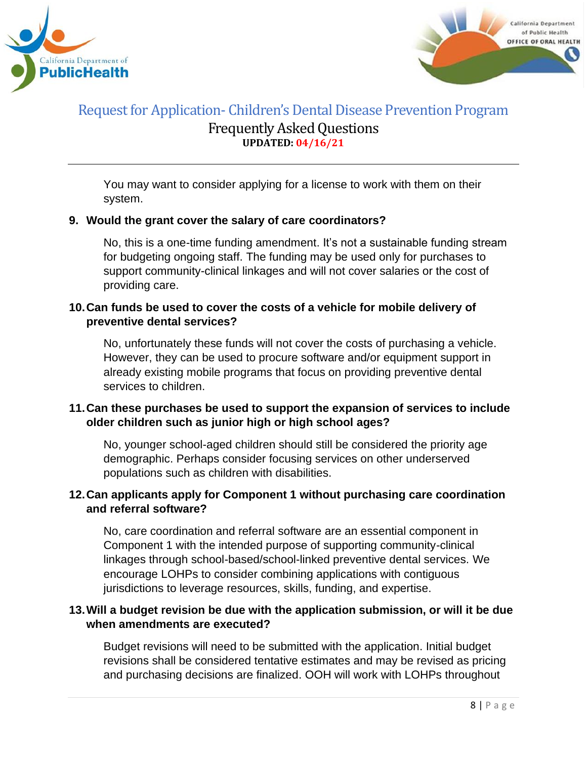You may want to consider applying for a license to work with them on their system.

9. **Would the grant cover the salary of care coordinators?**

   No, this is a one-time funding amendment. It's not a sustainable funding stream for budgeting ongoing staff. The funding may be used only for purchases to support community-clinical linkages and will not cover salaries or the cost of providing care.

10. **Can funds be used to cover the costs of a vehicle for mobile delivery of preventive dental services?**

    No, unfortunately these funds will not cover the costs of purchasing a vehicle. However, they can be used to procure software and/or equipment support in already existing mobile programs that focus on providing preventive dental services to children.

11. **Can these purchases be used to support the expansion of services to include older children such as junior high or high school ages?**

    No, younger school-aged children should still be considered the priority age demographic. Perhaps consider focusing services on other underserved populations such as children with disabilities.

12. **Can applicants apply for Component 1 without purchasing care coordination and referral software?**

    No, care coordination and referral software are an essential component in Component 1 with the intended purpose of supporting community-clinical linkages through school-based/school-linked preventive dental services. We encourage LOHPs to consider combining applications with contiguous jurisdictions to leverage resources, skills, funding, and expertise.

13. **Will a budget revision be due with the application submission, or will it be due when amendments are executed?**

    Budget revisions will need to be submitted with the application. Initial budget revisions shall be considered tentative estimates and may be revised as pricing and purchasing decisions are finalized. OOH will work with LOHPs throughout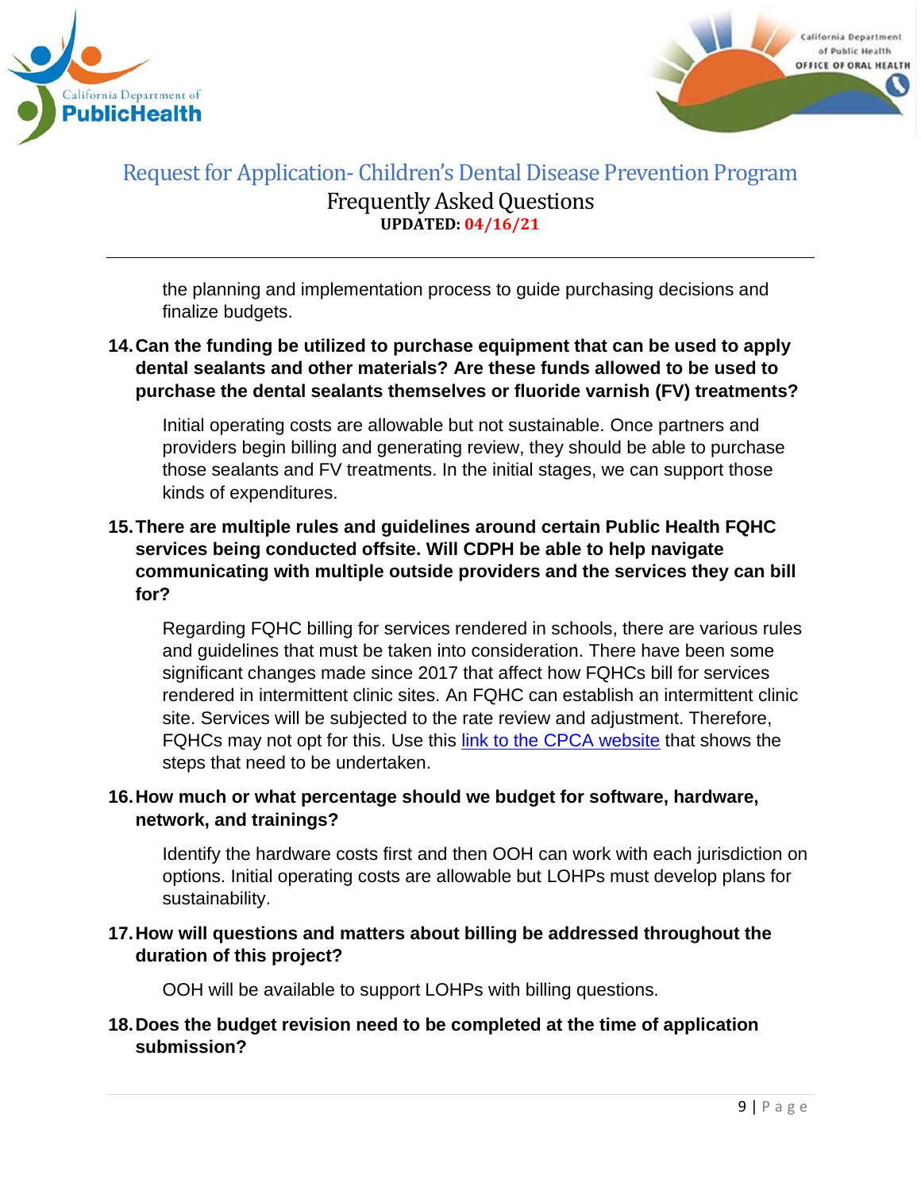the planning and implementation process to guide purchasing decisions and finalize budgets.

**14. Can the funding be utilized to purchase equipment that can be used to apply dental sealants and other materials? Are these funds allowed to be used to purchase the dental sealants themselves or fluoride varnish (FV) treatments?**

Initial operating costs are allowable but not sustainable. Once partners and providers begin billing and generating review, they should be able to purchase those sealants and FV treatments. In the initial stages, we can support those kinds of expenditures.

**15. There are multiple rules and guidelines around certain Public Health FQHC services being conducted offsite. Will CDPH be able to help navigate communicating with multiple outside providers and the services they can bill for?**

Regarding FQHC billing for services rendered in schools, there are various rules and guidelines that must be taken into consideration. There have been some significant changes made since 2017 that affect how FQHCs bill for services rendered in intermittent clinic sites. An FQHC can establish an intermittent clinic site. Services will be subjected to the rate review and adjustment. Therefore, FQHCs may not opt for this. Use this link to the CPCA website that shows the steps that need to be undertaken.

**16. How much or what percentage should we budget for software, hardware, network, and trainings?**

Identify the hardware costs first and then OOH can work with each jurisdiction on options. Initial operating costs are allowable but LOHPs must develop plans for sustainability.

**17. How will questions and matters about billing be addressed throughout the duration of this project?**

OOH will be available to support LOHPs with billing questions.

**18. Does the budget revision need to be completed at the time of application submission?**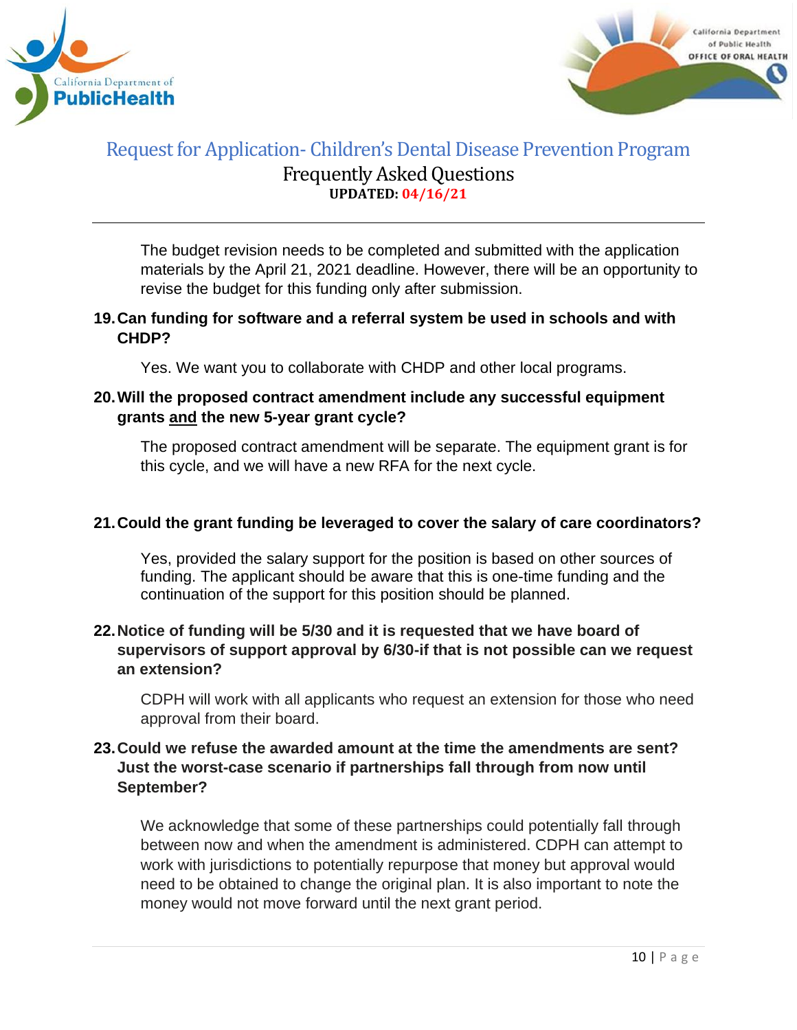The budget revision needs to be completed and submitted with the application materials by the April 21, 2021 deadline. However, there will be an opportunity to revise the budget for this funding only after submission.

**19. Can funding for software and a referral system be used in schools and with CHDP?**

Yes. We want you to collaborate with CHDP and other local programs.

**20. Will the proposed contract amendment include any successful equipment grants and the new 5-year grant cycle?**

The proposed contract amendment will be separate. The equipment grant is for this cycle, and we will have a new RFA for the next cycle.

**21. Could the grant funding be leveraged to cover the salary of care coordinators?**

Yes, provided the salary support for the position is based on other sources of funding. The applicant should be aware that this is one-time funding and the continuation of the support for this position should be planned.

**22. Notice of funding will be 5/30 and it is requested that we have board of supervisors of support approval by 6/30-if that is not possible can we request an extension?**

CDPH will work with all applicants who request an extension for those who need approval from their board.

**23. Could we refuse the awarded amount at the time the amendments are sent? Just the worst-case scenario if partnerships fall through from now until September?**

We acknowledge that some of these partnerships could potentially fall through between now and when the amendment is administered. CDPH can attempt to work with jurisdictions to potentially repurpose that money but approval would need to be obtained to change the original plan. It is also important to note the money would not move forward until the next grant period.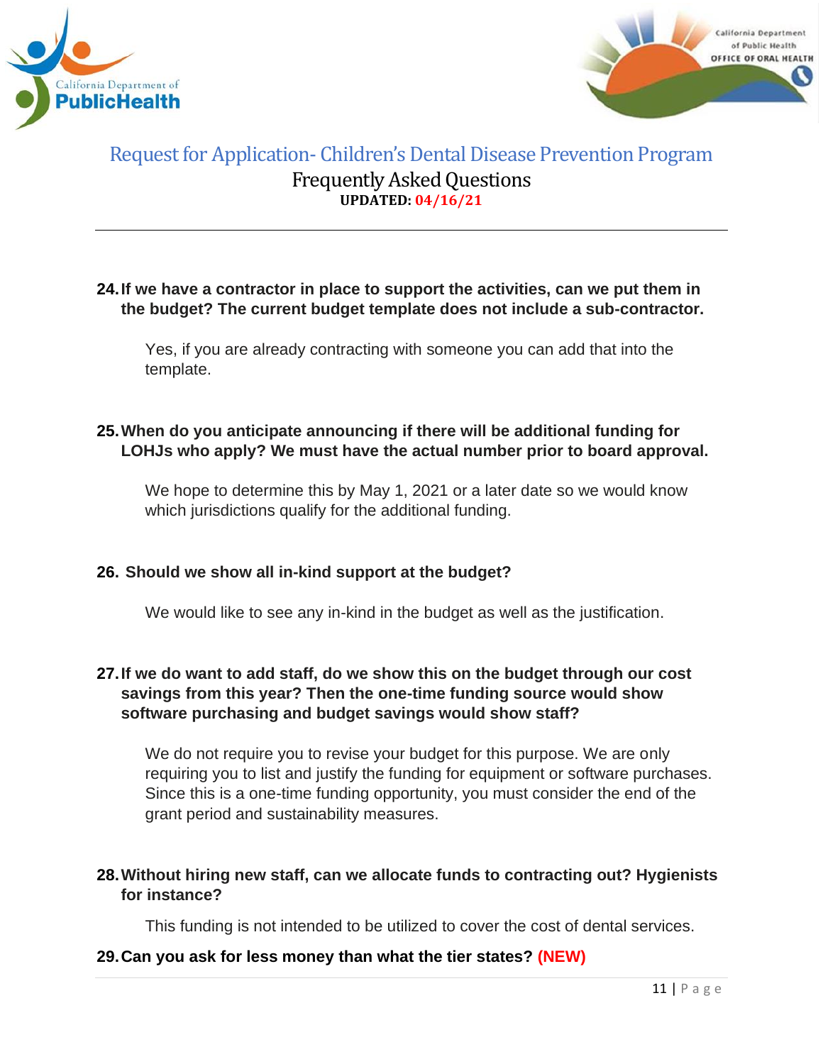**24. If we have a contractor in place to support the activities, can we put them in the budget? The current budget template does not include a sub-contractor.**

Yes, if you are already contracting with someone you can add that into the template.

**25. When do you anticipate announcing if there will be additional funding for LOHJs who apply? We must have the actual number prior to board approval.**

We hope to determine this by May 1, 2021 or a later date so we would know which jurisdictions qualify for the additional funding.

**26. Should we show all in-kind support at the budget?**

We would like to see any in-kind in the budget as well as the justification.

**27. If we do want to add staff, do we show this on the budget through our cost savings from this year? Then the one-time funding source would show software purchasing and budget savings would show staff?**

We do not require you to revise your budget for this purpose. We are only requiring you to list and justify the funding for equipment or software purchases. Since this is a one-time funding opportunity, you must consider the end of the grant period and sustainability measures.

**28. Without hiring new staff, can we allocate funds to contracting out? Hygienists for instance?**

This funding is not intended to be utilized to cover the cost of dental services.

**29. Can you ask for less money than what the tier states? (NEW)**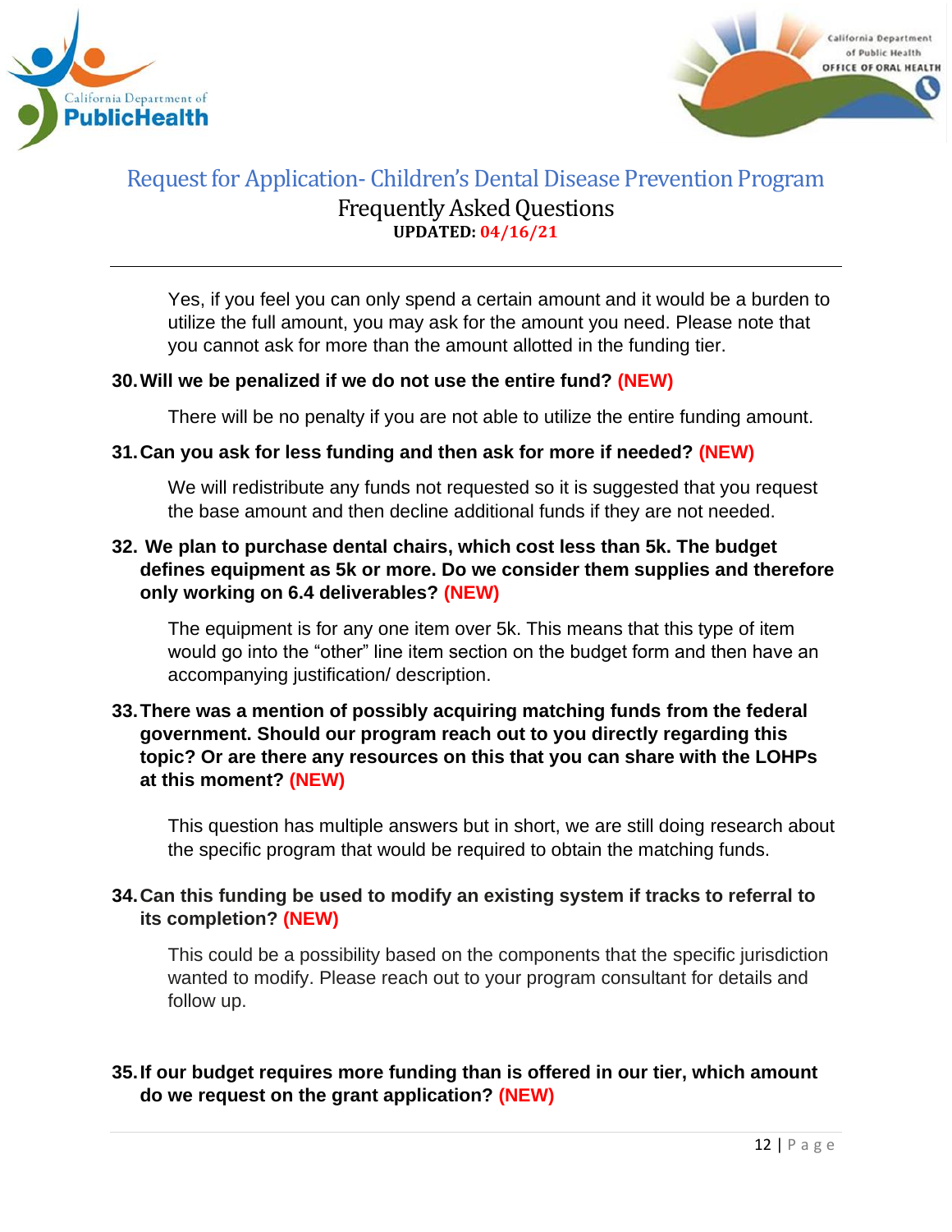Yes, if you feel you can only spend a certain amount and it would be a burden to utilize the full amount, you may ask for the amount you need. Please note that you cannot ask for more than the amount allotted in the funding tier.

**30. Will we be penalized if we do not use the entire fund? (NEW)**

There will be no penalty if you are not able to utilize the entire funding amount.

**31. Can you ask for less funding and then ask for more if needed? (NEW)**

We will redistribute any funds not requested so it is suggested that you request the base amount and then decline additional funds if they are not needed.

**32. We plan to purchase dental chairs, which cost less than 5k. The budget defines equipment as 5k or more. Do we consider them supplies and therefore only working on 6.4 deliverables? (NEW)**

The equipment is for any one item over 5k. This means that this type of item would go into the "other" line item section on the budget form and then have an accompanying justification/ description.

**33. There was a mention of possibly acquiring matching funds from the federal government. Should our program reach out to you directly regarding this topic? Or are there any resources on this that you can share with the LOHPs at this moment? (NEW)**

This question has multiple answers but in short, we are still doing research about the specific program that would be required to obtain the matching funds.

**34. Can this funding be used to modify an existing system if tracks to referral to its completion? (NEW)**

This could be a possibility based on the components that the specific jurisdiction wanted to modify. Please reach out to your program consultant for details and follow up.

**35. If our budget requires more funding than is offered in our tier, which amount do we request on the grant application? (NEW)**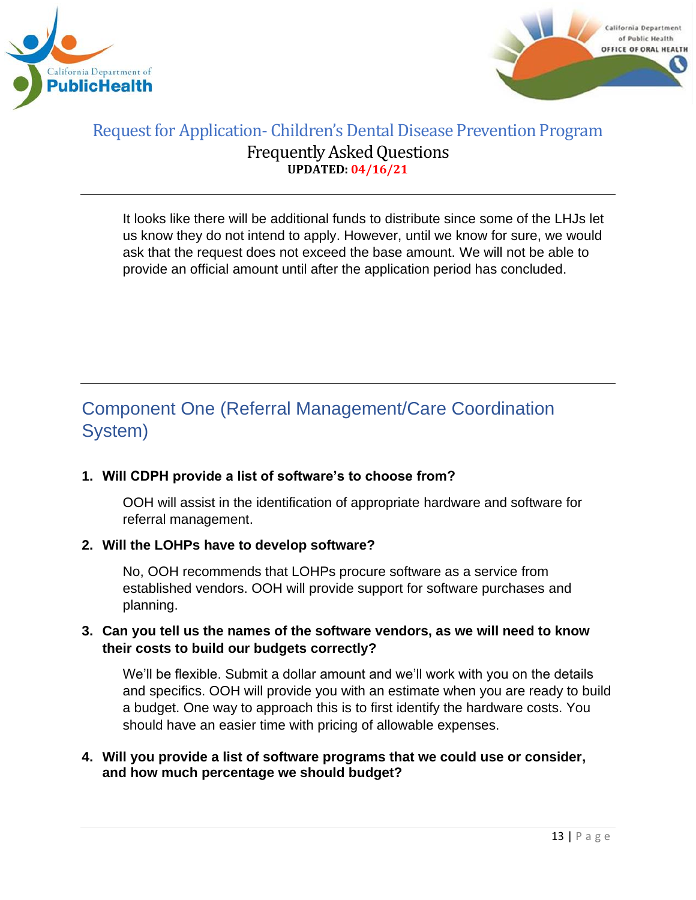It looks like there will be additional funds to distribute since some of the LHJs let us know they do not intend to apply. However, until we know for sure, we would ask that the request does not exceed the base amount. We will not be able to provide an official amount until after the application period has concluded.

## Component One (Referral Management/Care Coordination System)

**1. Will CDPH provide a list of software's to choose from?**

OOH will assist in the identification of appropriate hardware and software for referral management.

**2. Will the LOHPs have to develop software?**

No, OOH recommends that LOHPs procure software as a service from established vendors. OOH will provide support for software purchases and planning.

**3. Can you tell us the names of the software vendors, as we will need to know their costs to build our budgets correctly?**

We'll be flexible. Submit a dollar amount and we'll work with you on the details and specifics. OOH will provide you with an estimate when you are ready to build a budget. One way to approach this is to first identify the hardware costs. You should have an easier time with pricing of allowable expenses.

**4. Will you provide a list of software programs that we could use or consider, and how much percentage we should budget?**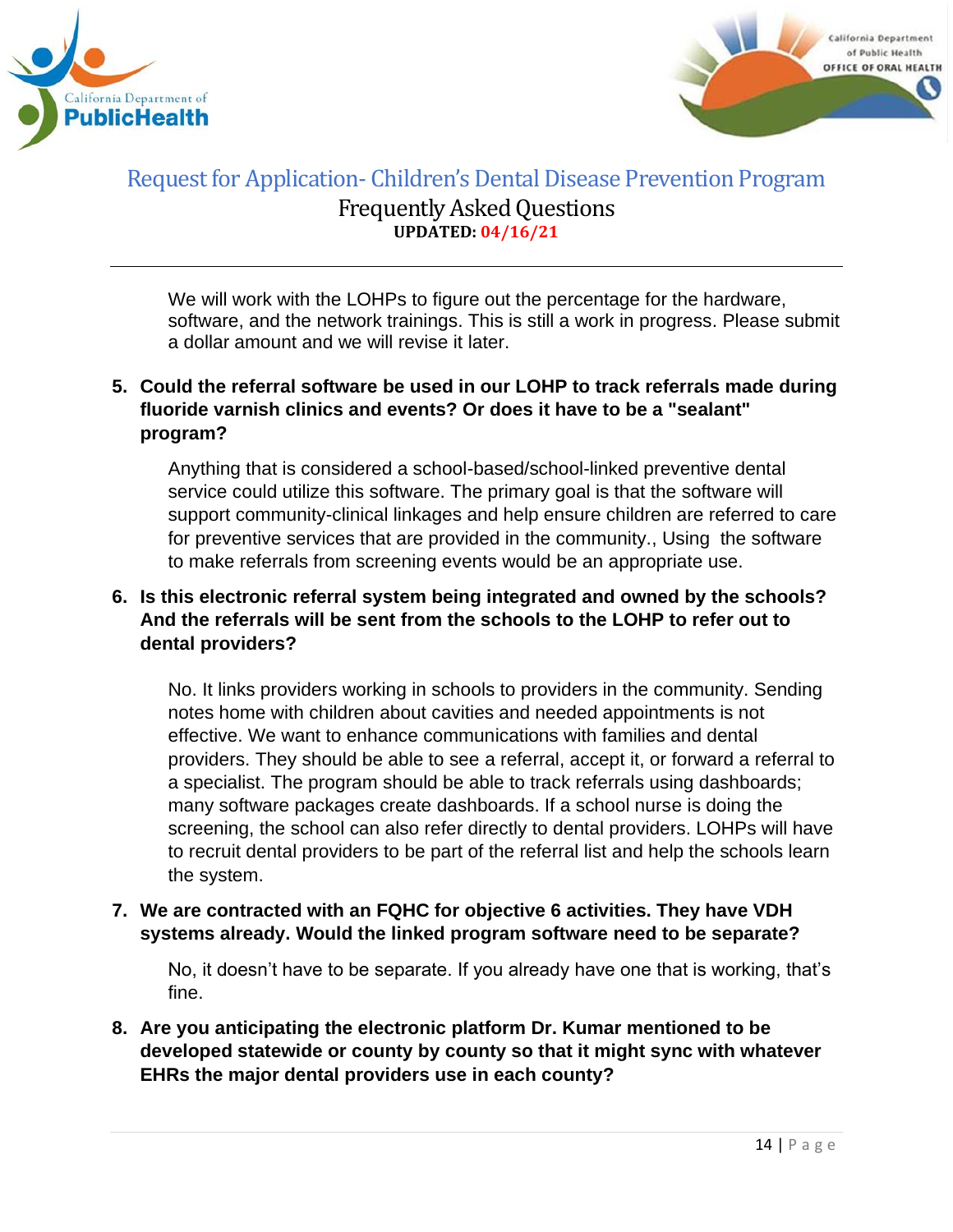We will work with the LOHPs to figure out the percentage for the hardware, software, and the network trainings. This is still a work in progress. Please submit a dollar amount and we will revise it later.

5. **Could the referral software be used in our LOHP to track referrals made during fluoride varnish clinics and events? Or does it have to be a "sealant" program?**

   Anything that is considered a school-based/school-linked preventive dental service could utilize this software. The primary goal is that the software will support community-clinical linkages and help ensure children are referred to care for preventive services that are provided in the community., Using the software to make referrals from screening events would be an appropriate use.

6. **Is this electronic referral system being integrated and owned by the schools? And the referrals will be sent from the schools to the LOHP to refer out to dental providers?**

   No. It links providers working in schools to providers in the community. Sending notes home with children about cavities and needed appointments is not effective. We want to enhance communications with families and dental providers. They should be able to see a referral, accept it, or forward a referral to a specialist. The program should be able to track referrals using dashboards; many software packages create dashboards. If a school nurse is doing the screening, the school can also refer directly to dental providers. LOHPs will have to recruit dental providers to be part of the referral list and help the schools learn the system.

7. **We are contracted with an FQHC for objective 6 activities. They have VDH systems already. Would the linked program software need to be separate?**

   No, it doesn't have to be separate. If you already have one that is working, that's fine.

8. **Are you anticipating the electronic platform Dr. Kumar mentioned to be developed statewide or county by county so that it might sync with whatever EHRs the major dental providers use in each county?**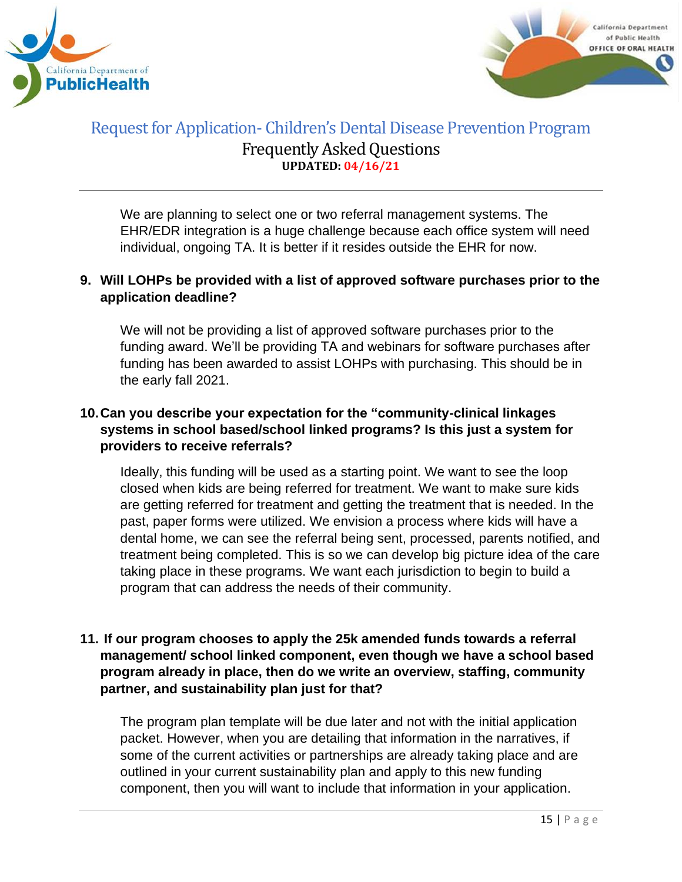We are planning to select one or two referral management systems. The EHR/EDR integration is a huge challenge because each office system will need individual, ongoing TA. It is better if it resides outside the EHR for now.

**9. Will LOHPs be provided with a list of approved software purchases prior to the application deadline?**

We will not be providing a list of approved software purchases prior to the funding award. We'll be providing TA and webinars for software purchases after funding has been awarded to assist LOHPs with purchasing. This should be in the early fall 2021.

**10. Can you describe your expectation for the "community-clinical linkages systems in school based/school linked programs? Is this just a system for providers to receive referrals?**

Ideally, this funding will be used as a starting point. We want to see the loop closed when kids are being referred for treatment. We want to make sure kids are getting referred for treatment and getting the treatment that is needed. In the past, paper forms were utilized. We envision a process where kids will have a dental home, we can see the referral being sent, processed, parents notified, and treatment being completed. This is so we can develop big picture idea of the care taking place in these programs. We want each jurisdiction to begin to build a program that can address the needs of their community.

**11. If our program chooses to apply the 25k amended funds towards a referral management/ school linked component, even though we have a school based program already in place, then do we write an overview, staffing, community partner, and sustainability plan just for that?**

The program plan template will be due later and not with the initial application packet. However, when you are detailing that information in the narratives, if some of the current activities or partnerships are already taking place and are outlined in your current sustainability plan and apply to this new funding component, then you will want to include that information in your application.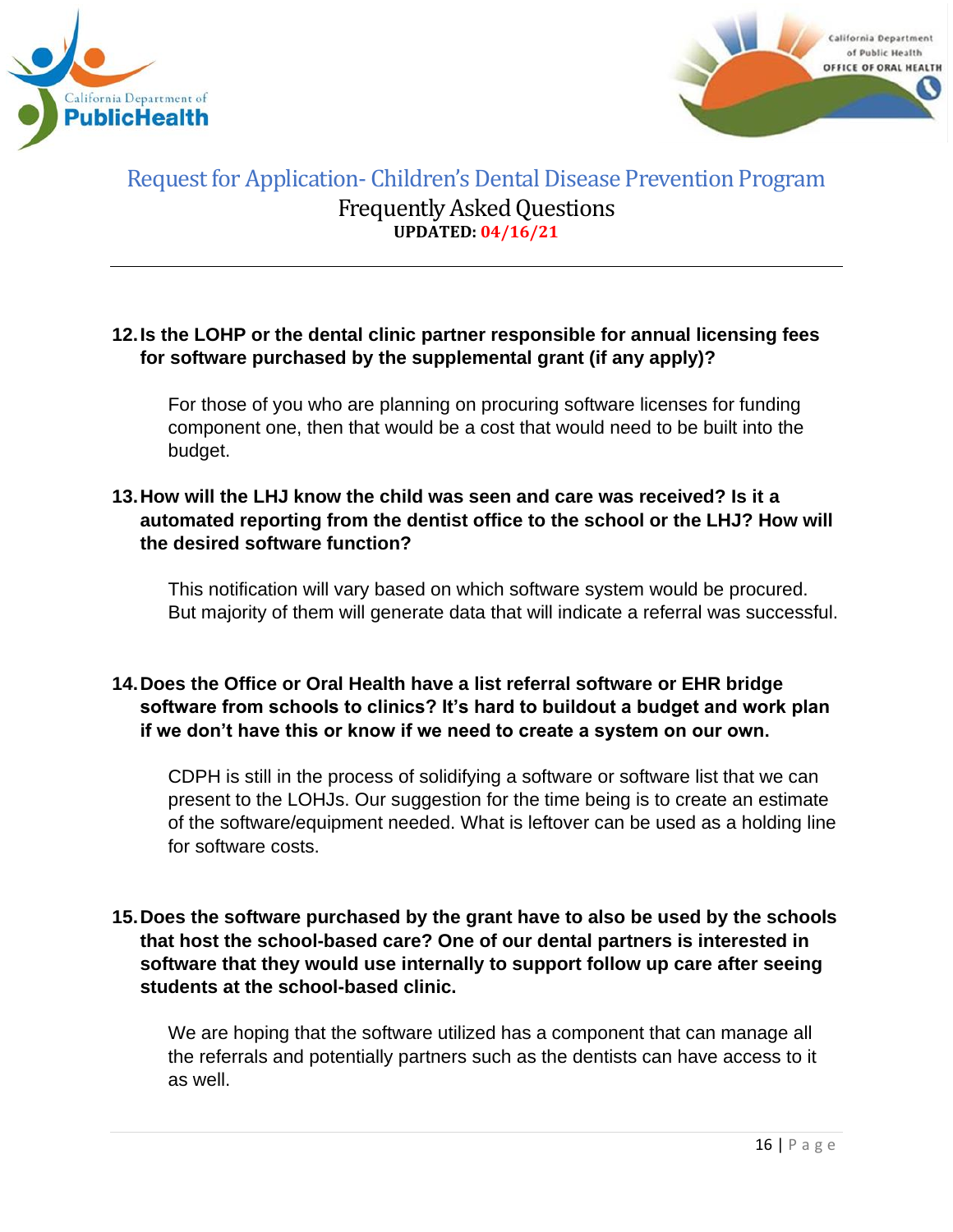**12. Is the LOHP or the dental clinic partner responsible for annual licensing fees for software purchased by the supplemental grant (if any apply)?**

For those of you who are planning on procuring software licenses for funding component one, then that would be a cost that would need to be built into the budget.

**13. How will the LHJ know the child was seen and care was received? Is it a automated reporting from the dentist office to the school or the LHJ? How will the desired software function?**

This notification will vary based on which software system would be procured. But majority of them will generate data that will indicate a referral was successful.

**14. Does the Office or Oral Health have a list referral software or EHR bridge software from schools to clinics? It's hard to buildout a budget and work plan if we don't have this or know if we need to create a system on our own.**

CDPH is still in the process of solidifying a software or software list that we can present to the LOHJs. Our suggestion for the time being is to create an estimate of the software/equipment needed. What is leftover can be used as a holding line for software costs.

**15. Does the software purchased by the grant have to also be used by the schools that host the school-based care? One of our dental partners is interested in software that they would use internally to support follow up care after seeing students at the school-based clinic.**

We are hoping that the software utilized has a component that can manage all the referrals and potentially partners such as the dentists can have access to it as well.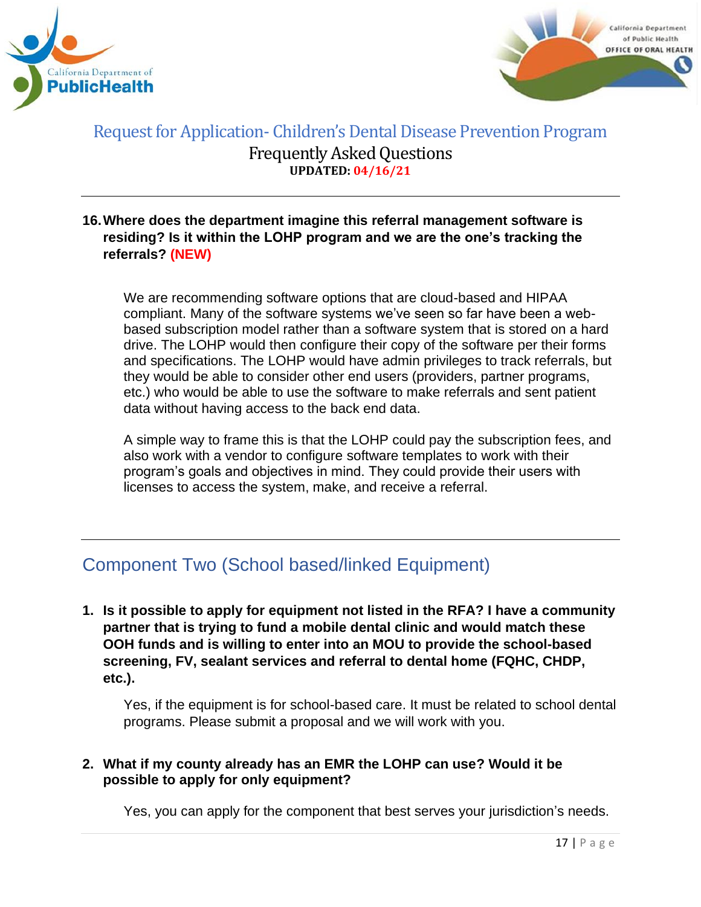**16. Where does the department imagine this referral management software is residing? Is it within the LOHP program and we are the one's tracking the referrals? (NEW)**

We are recommending software options that are cloud-based and HIPAA compliant. Many of the software systems we've seen so far have been a web-based subscription model rather than a software system that is stored on a hard drive. The LOHP would then configure their copy of the software per their forms and specifications. The LOHP would have admin privileges to track referrals, but they would be able to consider other end users (providers, partner programs, etc.) who would be able to use the software to make referrals and sent patient data without having access to the back end data.

A simple way to frame this is that the LOHP could pay the subscription fees, and also work with a vendor to configure software templates to work with their program's goals and objectives in mind. They could provide their users with licenses to access the system, make, and receive a referral.

## Component Two (School based/linked Equipment)

**1. Is it possible to apply for equipment not listed in the RFA? I have a community partner that is trying to fund a mobile dental clinic and would match these OOH funds and is willing to enter into an MOU to provide the school-based screening, FV, sealant services and referral to dental home (FQHC, CHDP, etc.).**

Yes, if the equipment is for school-based care. It must be related to school dental programs. Please submit a proposal and we will work with you.

**2. What if my county already has an EMR the LOHP can use? Would it be possible to apply for only equipment?**

Yes, you can apply for the component that best serves your jurisdiction's needs.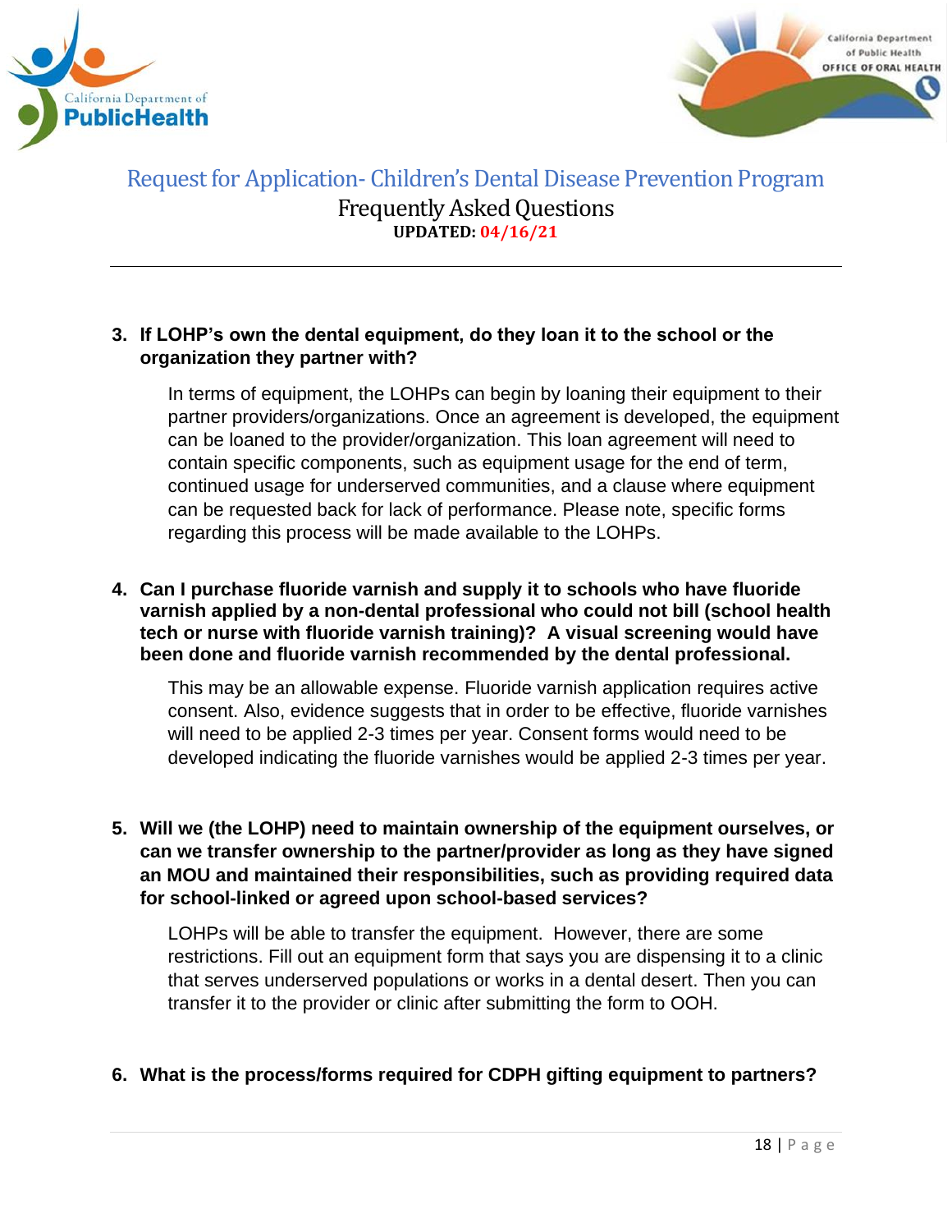3. **If LOHP's own the dental equipment, do they loan it to the school or the organization they partner with?**

   In terms of equipment, the LOHPs can begin by loaning their equipment to their partner providers/organizations. Once an agreement is developed, the equipment can be loaned to the provider/organization. This loan agreement will need to contain specific components, such as equipment usage for the end of term, continued usage for underserved communities, and a clause where equipment can be requested back for lack of performance. Please note, specific forms regarding this process will be made available to the LOHPs.

4. **Can I purchase fluoride varnish and supply it to schools who have fluoride varnish applied by a non-dental professional who could not bill (school health tech or nurse with fluoride varnish training)? A visual screening would have been done and fluoride varnish recommended by the dental professional.**

   This may be an allowable expense. Fluoride varnish application requires active consent. Also, evidence suggests that in order to be effective, fluoride varnishes will need to be applied 2-3 times per year. Consent forms would need to be developed indicating the fluoride varnishes would be applied 2-3 times per year.

5. **Will we (the LOHP) need to maintain ownership of the equipment ourselves, or can we transfer ownership to the partner/provider as long as they have signed an MOU and maintained their responsibilities, such as providing required data for school-linked or agreed upon school-based services?**

   LOHPs will be able to transfer the equipment. However, there are some restrictions. Fill out an equipment form that says you are dispensing it to a clinic that serves underserved populations or works in a dental desert. Then you can transfer it to the provider or clinic after submitting the form to OOH.

6. **What is the process/forms required for CDPH gifting equipment to partners?**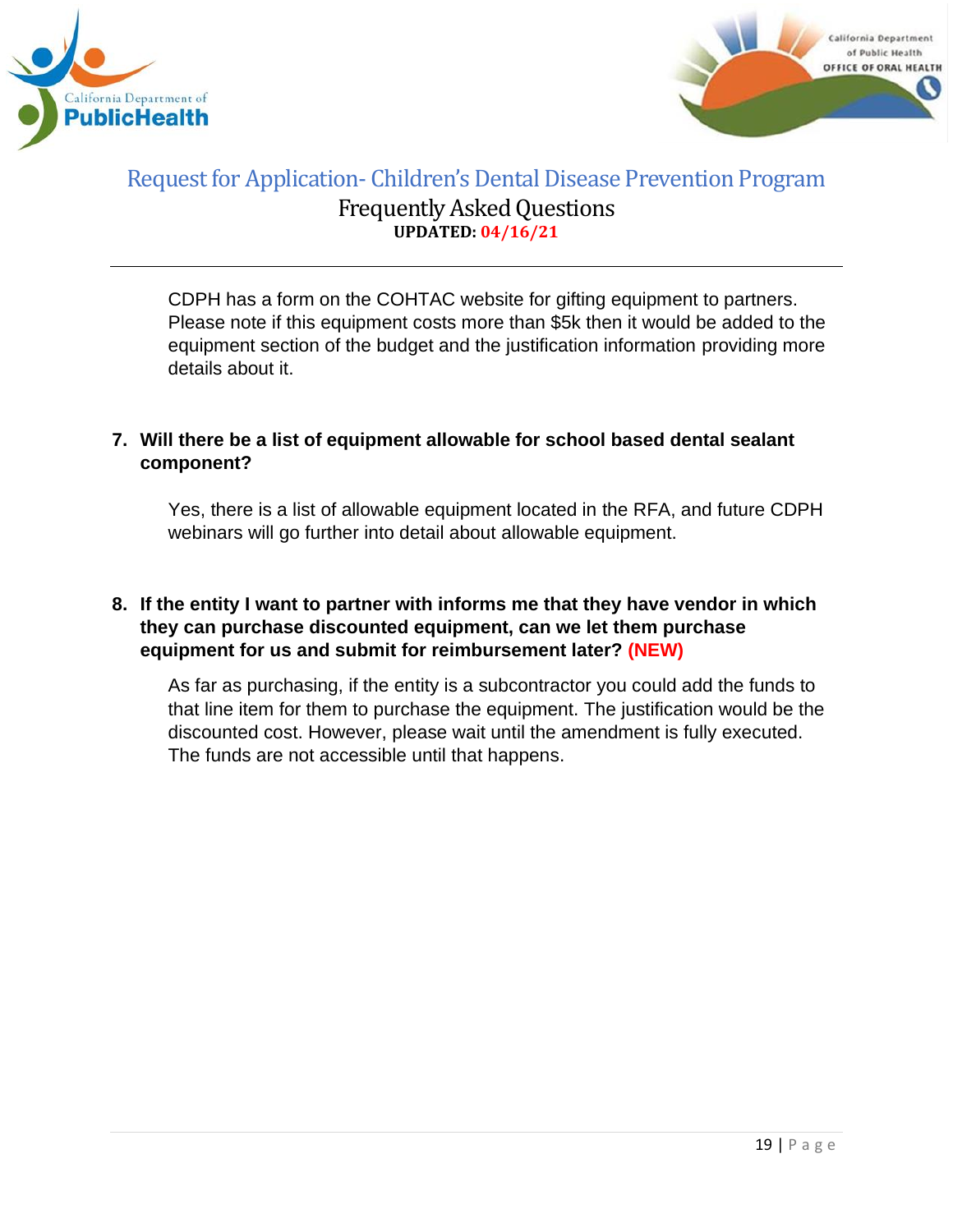CDPH has a form on the COHTAC website for gifting equipment to partners. Please note if this equipment costs more than $5k then it would be added to the equipment section of the budget and the justification information providing more details about it.

7. **Will there be a list of equipment allowable for school based dental sealant component?**

   Yes, there is a list of allowable equipment located in the RFA, and future CDPH webinars will go further into detail about allowable equipment.

8. **If the entity I want to partner with informs me that they have vendor in which they can purchase discounted equipment, can we let them purchase equipment for us and submit for reimbursement later? (NEW)**

   As far as purchasing, if the entity is a subcontractor you could add the funds to that line item for them to purchase the equipment. The justification would be the discounted cost. However, please wait until the amendment is fully executed. The funds are not accessible until that happens.